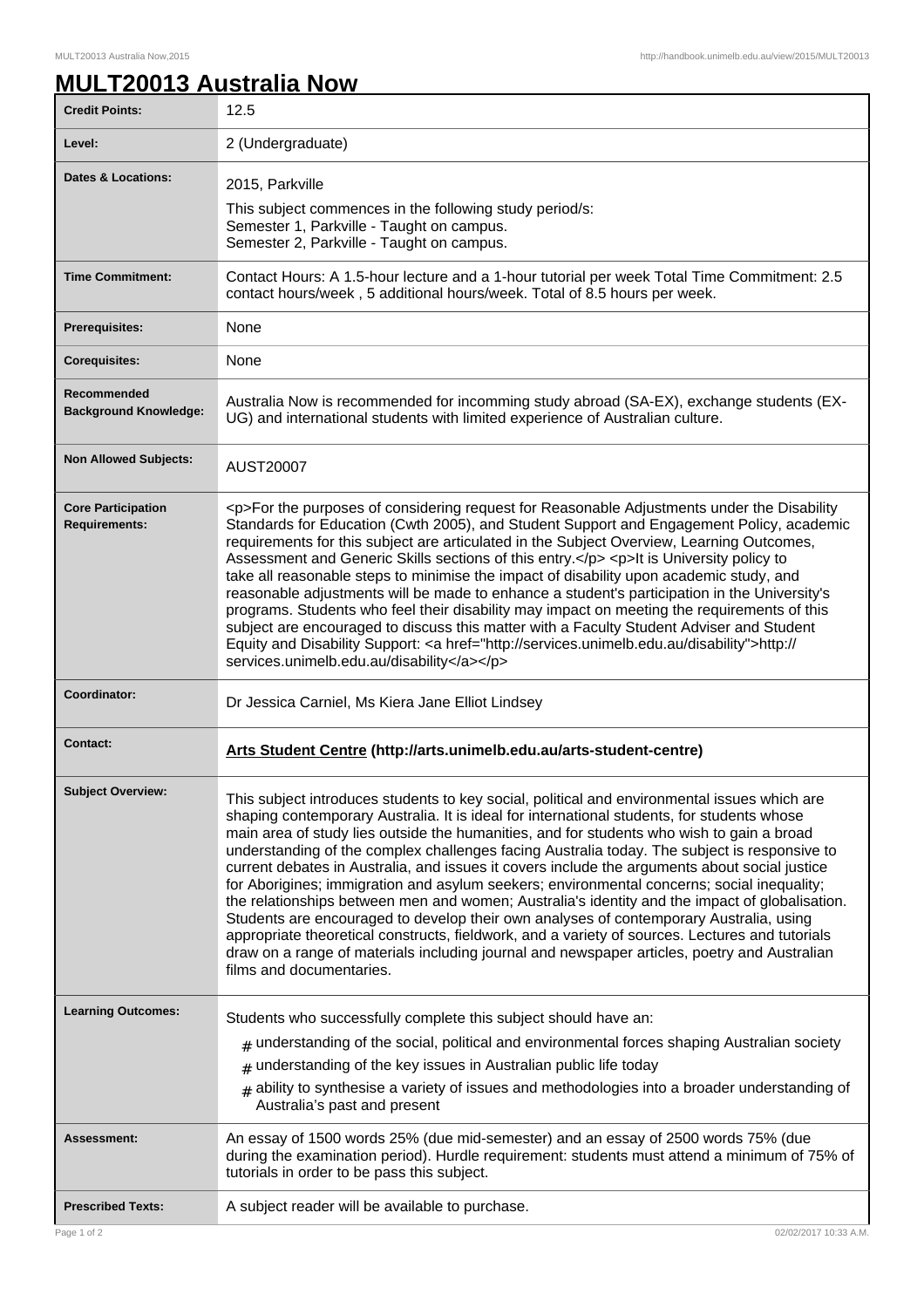# MULT20013 Australia Now

| | |
|---|---|
| **Credit Points:** | 12.5 |
| **Level:** | 2 (Undergraduate) |
| **Dates & Locations:** | 2015, Parkville<br>This subject commences in the following study period/s:<br>Semester 1, Parkville - Taught on campus.<br>Semester 2, Parkville - Taught on campus. |
| **Time Commitment:** | Contact Hours: A 1.5-hour lecture and a 1-hour tutorial per week Total Time Commitment: 2.5 contact hours/week , 5 additional hours/week. Total of 8.5 hours per week. |
| **Prerequisites:** | None |
| **Corequisites:** | None |
| **Recommended Background Knowledge:** | Australia Now is recommended for incomming study abroad (SA-EX), exchange students (EX-UG) and international students with limited experience of Australian culture. |
| **Non Allowed Subjects:** | AUST20007 |
| **Core Participation Requirements:** | <p>For the purposes of considering request for Reasonable Adjustments under the Disability Standards for Education (Cwth 2005), and Student Support and Engagement Policy, academic requirements for this subject are articulated in the Subject Overview, Learning Outcomes, Assessment and Generic Skills sections of this entry.</p> <p>It is University policy to take all reasonable steps to minimise the impact of disability upon academic study, and reasonable adjustments will be made to enhance a student's participation in the University's programs. Students who feel their disability may impact on meeting the requirements of this subject are encouraged to discuss this matter with a Faculty Student Adviser and Student Equity and Disability Support: <a href="http://services.unimelb.edu.au/disability">http://services.unimelb.edu.au/disability</a></p> |
| **Coordinator:** | Dr Jessica Carniel, Ms Kiera Jane Elliot Lindsey |
| **Contact:** | **Arts Student Centre (http://arts.unimelb.edu.au/arts-student-centre)** |
| **Subject Overview:** | This subject introduces students to key social, political and environmental issues which are shaping contemporary Australia. It is ideal for international students, for students whose main area of study lies outside the humanities, and for students who wish to gain a broad understanding of the complex challenges facing Australia today. The subject is responsive to current debates in Australia, and issues it covers include the arguments about social justice for Aborigines; immigration and asylum seekers; environmental concerns; social inequality; the relationships between men and women; Australia's identity and the impact of globalisation. Students are encouraged to develop their own analyses of contemporary Australia, using appropriate theoretical constructs, fieldwork, and a variety of sources. Lectures and tutorials draw on a range of materials including journal and newspaper articles, poetry and Australian films and documentaries. |
| **Learning Outcomes:** | Students who successfully complete this subject should have an:<br># understanding of the social, political and environmental forces shaping Australian society<br># understanding of the key issues in Australian public life today<br># ability to synthesise a variety of issues and methodologies into a broader understanding of Australia's past and present |
| **Assessment:** | An essay of 1500 words 25% (due mid-semester) and an essay of 2500 words 75% (due during the examination period). Hurdle requirement: students must attend a minimum of 75% of tutorials in order to be pass this subject. |
| **Prescribed Texts:** | A subject reader will be available to purchase. |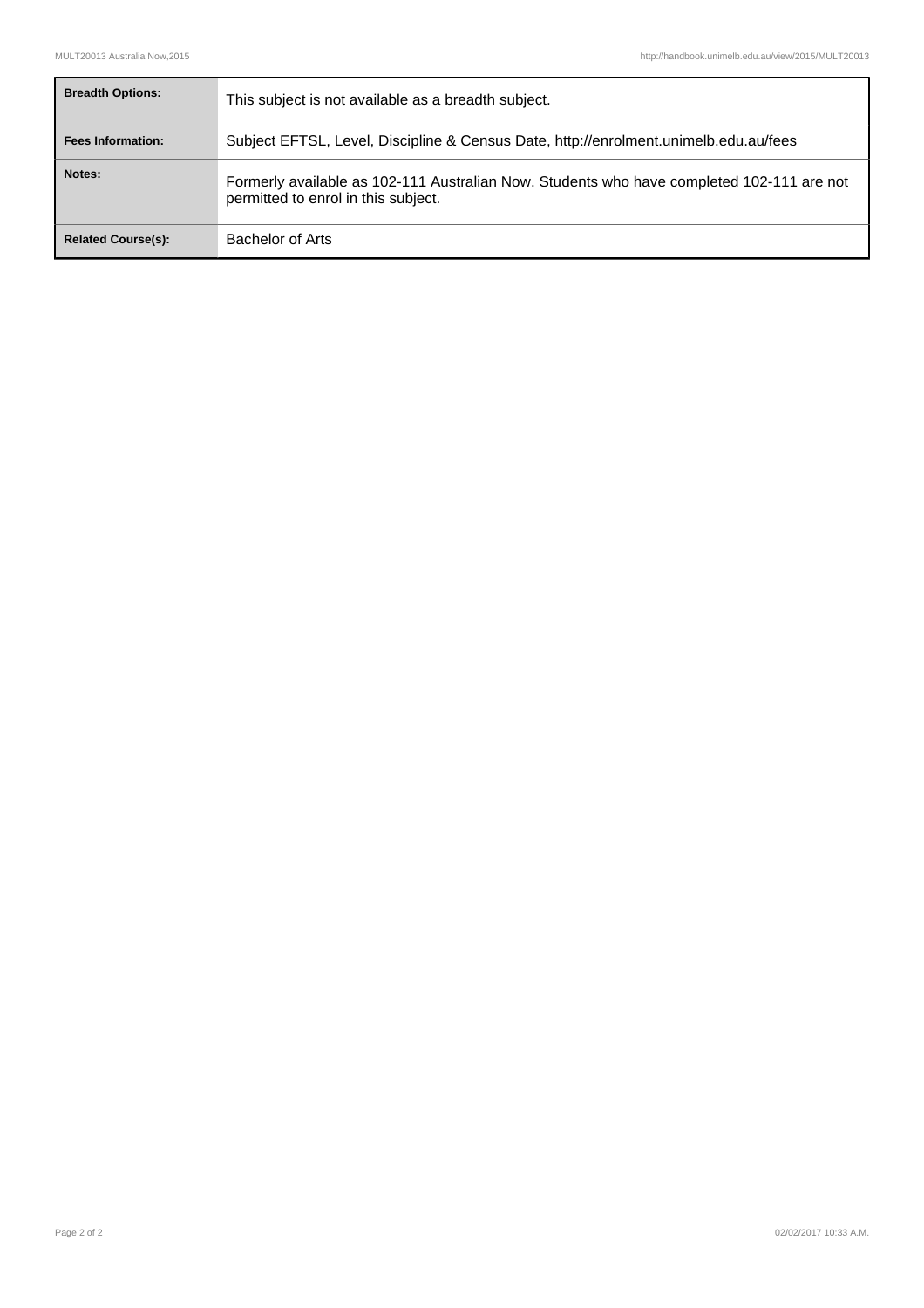| | |
|---|---|
| **Breadth Options:** | This subject is not available as a breadth subject. |
| **Fees Information:** | Subject EFTSL, Level, Discipline & Census Date, http://enrolment.unimelb.edu.au/fees |
| **Notes:** | Formerly available as 102-111 Australian Now. Students who have completed 102-111 are not permitted to enrol in this subject. |
| **Related Course(s):** | Bachelor of Arts |